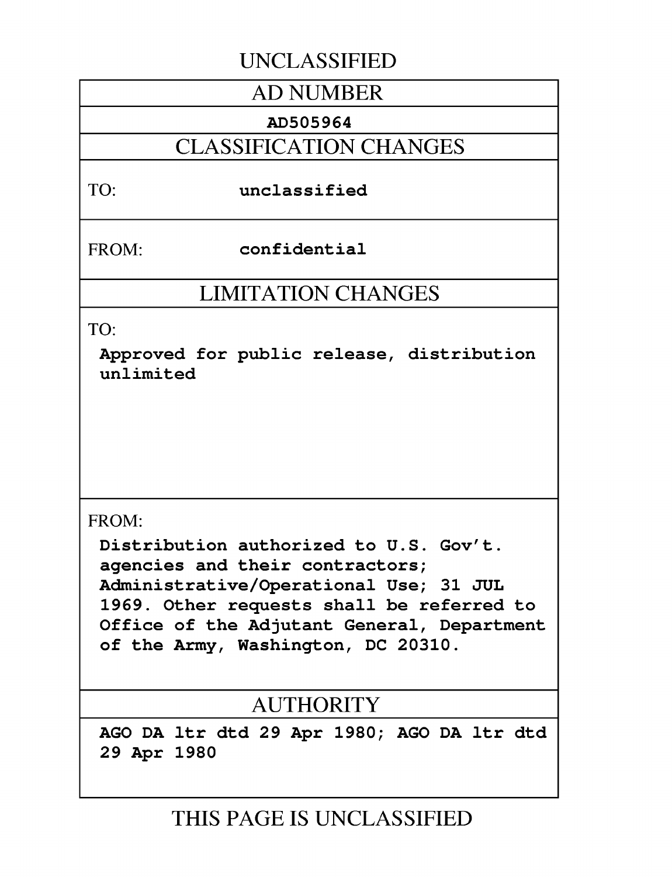UNCLASSIFIED

| AD NUMBER |
|---|
| **AD505964** |
| **CLASSIFICATION CHANGES** |
| TO: **unclassified** |
| FROM: **confidential** |
| **LIMITATION CHANGES** |
| TO: **Approved for public release, distribution unlimited** |
| FROM: **Distribution authorized to U.S. Gov't. agencies and their contractors; Administrative/Operational Use; 31 JUL 1969. Other requests shall be referred to Office of the Adjutant General, Department of the Army, Washington, DC 20310.** |
| **AUTHORITY** |
| **AGO DA ltr dtd 29 Apr 1980; AGO DA ltr dtd 29 Apr 1980** |

THIS PAGE IS UNCLASSIFIED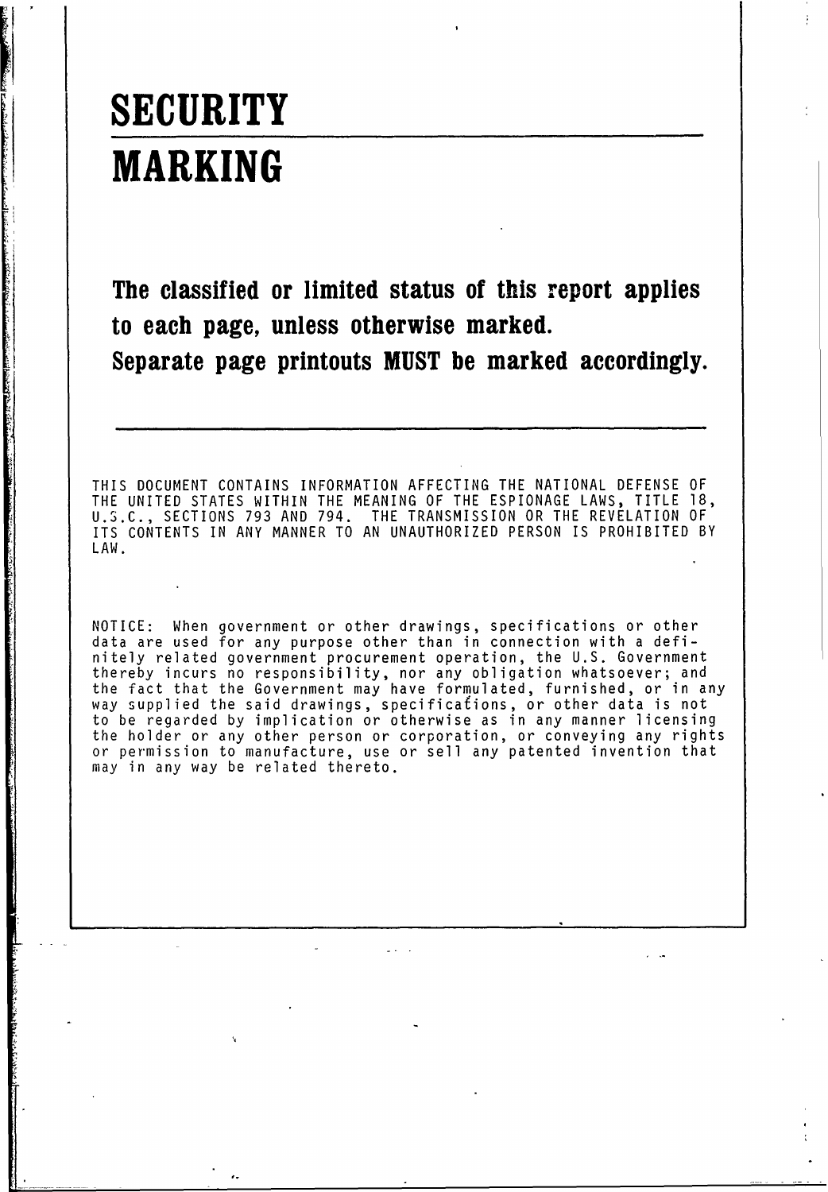# SECURITY MARKING

**The classified or limited status of this report applies to each page, unless otherwise marked.**
**Separate page printouts MUST be marked accordingly.**

---

THIS DOCUMENT CONTAINS INFORMATION AFFECTING THE NATIONAL DEFENSE OF THE UNITED STATES WITHIN THE MEANING OF THE ESPIONAGE LAWS, TITLE 18, U.S.C., SECTIONS 793 AND 794. THE TRANSMISSION OR THE REVELATION OF ITS CONTENTS IN ANY MANNER TO AN UNAUTHORIZED PERSON IS PROHIBITED BY LAW.

NOTICE: When government or other drawings, specifications or other data are used for any purpose other than in connection with a definitely related government procurement operation, the U.S. Government thereby incurs no responsibility, nor any obligation whatsoever; and the fact that the Government may have formulated, furnished, or in any way supplied the said drawings, specifications, or other data is not to be regarded by implication or otherwise as in any manner licensing the holder or any other person or corporation, or conveying any rights or permission to manufacture, use or sell any patented invention that may in any way be related thereto.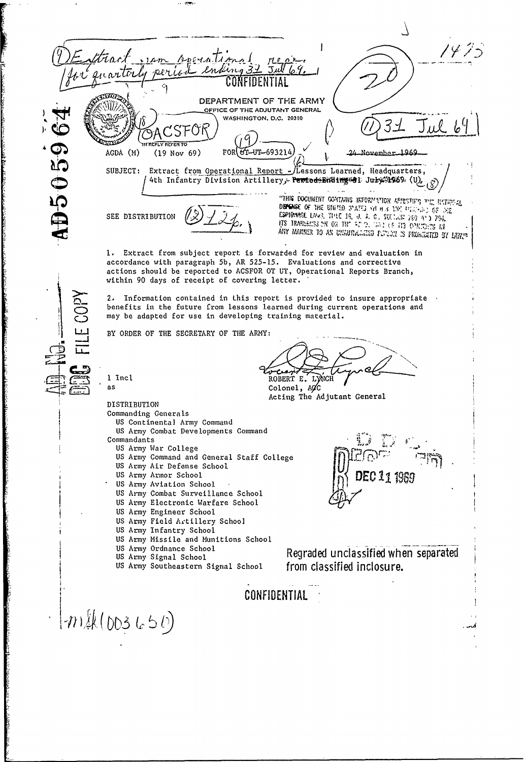(9) Extract from operational report for quarterly period ending 31 Jul 69.

CONFIDENTIAL

DEPARTMENT OF THE ARMY
OFFICE OF THE ADJUTANT GENERAL
WASHINGTON, D.C. 20310

(18) OACSFOR

(11) 31 Jul 69

IN REPLY REFER TO
AGDA (M) (19 Nov 69) FOR (19) OT-UT-693214

24 November 1969

SUBJECT: Extract from Operational Report - Lessons Learned, Headquarters, 4th Infantry Division Artillery, Period Ending 31 July 1969 (U)

SEE DISTRIBUTION (12) 12p.

"THIS DOCUMENT CONTAINS INFORMATION AFFECTING THE NATIONAL DEFENSE OF THE UNITED STATES WITHIN THE MEANING OF THE ESPIONAGE LAWS, TITLE 18, U. S. C., SECTION 793 AND 794. ITS TRANSMISSION OR THE REVELATION OF ITS CONTENTS IN ANY MANNER TO AN UNAUTHORIZED PERSON IS PROHIBITED BY LAW."

1. Extract from subject report is forwarded for review and evaluation in accordance with paragraph 5b, AR 525-15. Evaluations and corrective actions should be reported to ACSFOR OT UT, Operational Reports Branch, within 90 days of receipt of covering letter.

2. Information contained in this report is provided to insure appropriate benefits in the future from lessons learned during current operations and may be adapted for use in developing training material.

BY ORDER OF THE SECRETARY OF THE ARMY:

1 Incl
as

ROBERT E. LYNCH
Colonel, AGC
Acting The Adjutant General

DISTRIBUTION
Commanding Generals
- US Continental Army Command
- US Army Combat Developments Command

Commandants
- US Army War College
- US Army Command and General Staff College
- US Army Air Defense School
- US Army Armor School
- US Army Aviation School
- US Army Combat Surveillance School
- US Army Electronic Warfare School
- US Army Engineer School
- US Army Field Artillery School
- US Army Infantry School
- US Army Missile and Munitions School
- US Army Ordnance School
- US Army Signal School
- US Army Southeastern Signal School

DDC DEC 11 1969

Regraded unclassified when separated from classified inclosure.

CONFIDENTIAL

AD-505964

AD No. ___
DDC FILE COPY

MAK (003650)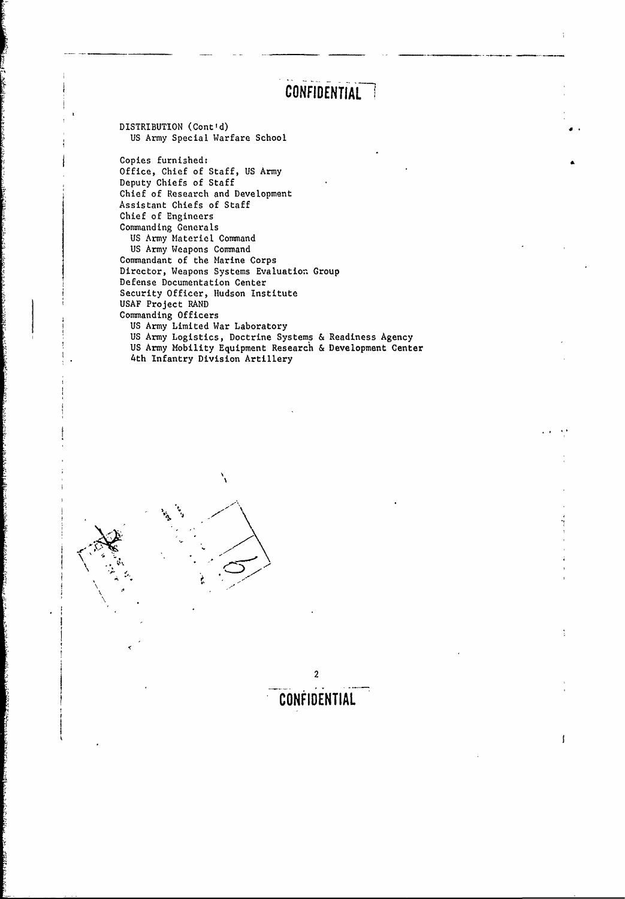CONFIDENTIAL

DISTRIBUTION (Cont'd)
  US Army Special Warfare School

Copies furnished:
Office, Chief of Staff, US Army
Deputy Chiefs of Staff
Chief of Research and Development
Assistant Chiefs of Staff
Chief of Engineers
Commanding Generals
  US Army Materiel Command
  US Army Weapons Command
Commandant of the Marine Corps
Director, Weapons Systems Evaluation Group
Defense Documentation Center
Security Officer, Hudson Institute
USAF Project RAND
Commanding Officers
  US Army Limited War Laboratory
  US Army Logistics, Doctrine Systems & Readiness Agency
  US Army Mobility Equipment Research & Development Center
  4th Infantry Division Artillery

CONFIDENTIAL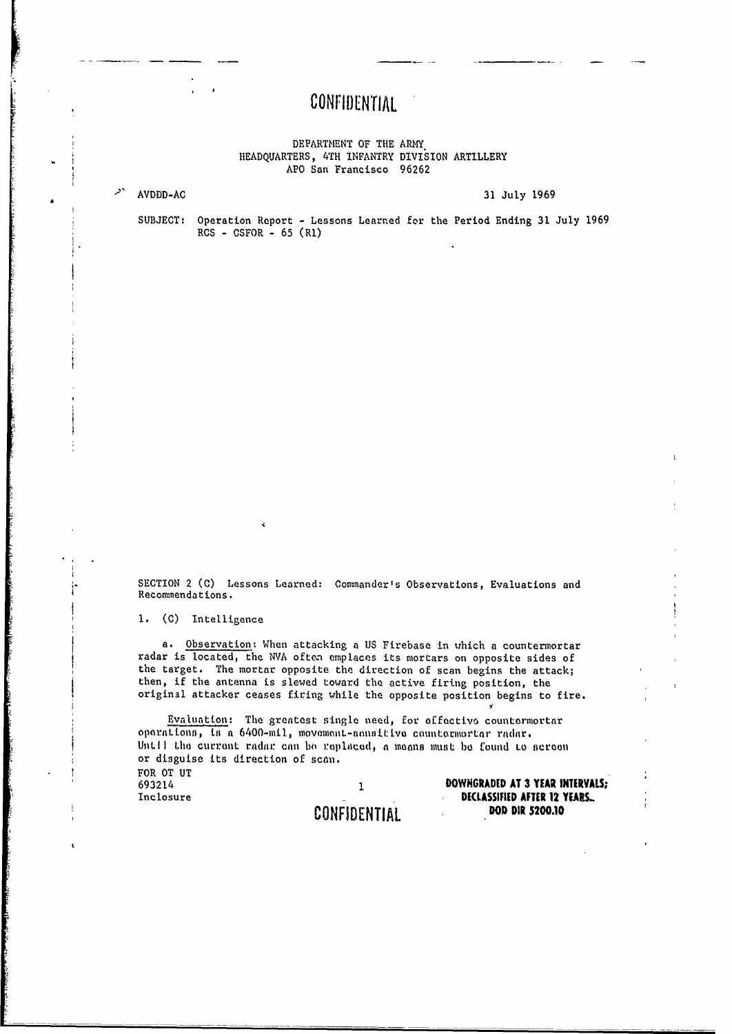CONFIDENTIAL

DEPARTMENT OF THE ARMY
HEADQUARTERS, 4TH INFANTRY DIVISION ARTILLERY
APO San Francisco 96262

AVDDD-AC

31 July 1969

SUBJECT: Operation Report - Lessons Learned for the Period Ending 31 July 1969
RCS - CSFOR - 65 (R1)

SECTION 2 (C) Lessons Learned: Commander's Observations, Evaluations and Recommendations.

1. (C) Intelligence

a. Observation: When attacking a US Firebase in which a countermortar radar is located, the NVA often emplaces its mortars on opposite sides of the target. The mortar opposite the direction of scan begins the attack; then, if the antenna is slewed toward the active firing position, the original attacker ceases firing while the opposite position begins to fire.

Evaluation: The greatest single need, for effective countermortar operations, is a 6400-mil, movement-sensitive countermortar radar. Until the current radar can be replaced, a means must be found to screen or disguise its direction of scan.

FOR OT UT
693214
Inclosure

CONFIDENTIAL

DOWNGRADED AT 3 YEAR INTERVALS;
DECLASSIFIED AFTER 12 YEARS.
DOD DIR 5200.10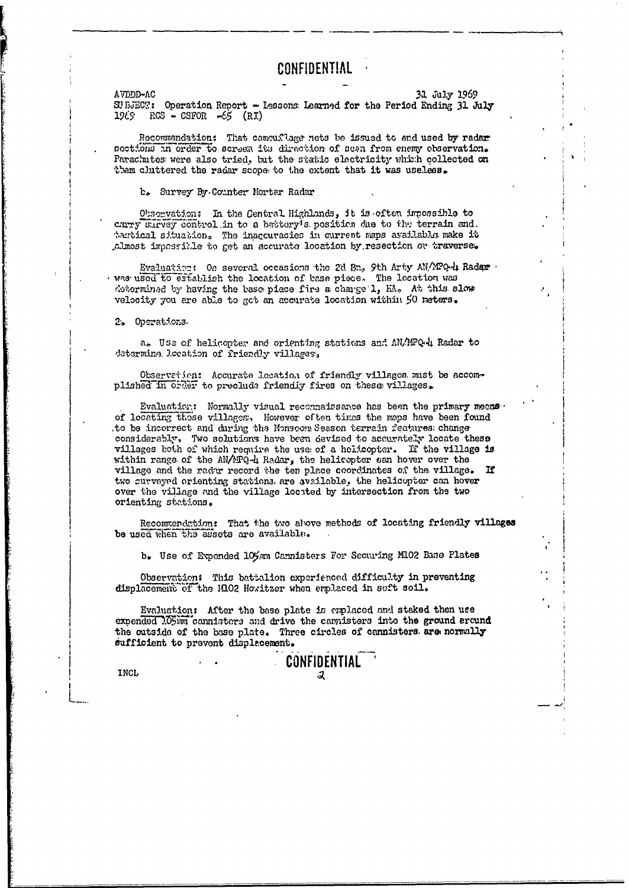CONFIDENTIAL

AVDDD-AC 31 July 1969
SUBJECT: Operation Report - Lessons Learned for the Period Ending 31 July 1969 RCS - CSFOR -65 (RI)

Recommendation: That camouflage nets be issued to and used by radar sections in order to screen its direction of scan from enemy observation. Parachutes were also tried, but the static electricity which collected on them cluttered the radar scope to the extent that it was useless.

b. Survey By Counter Mortar Radar

Observation: In the Central Highlands, it is often impossible to carry survey control in to a battery's position due to the terrain and tactical situation. The inaccuracies in current maps available make it almost impossible to get an accurate location by resection or traverse.

Evaluation: On several occasions the 2d Bn, 9th Arty AN/MPQ-4 Radar was used to establish the location of base piece. The location was determined by having the base piece fire a charge 1, HA. At this slow velocity you are able to get an accurate location within 50 meters.

2. Operations

a. Use of helicopter and orienting stations and AN/MPQ-4 Radar to determine location of friendly villages.

Observation: Accurate location of friendly villages must be accomplished in order to preclude friendly fires on these villages.

Evaluation: Normally visual reconnaissance has been the primary means of locating those villages. However often times the maps have been found to be incorrect and during the Monsoon Season terrain features change considerably. Two solutions have been devised to accurately locate these villages both of which require the use of a helicopter. If the village is within range of the AN/MPQ-4 Radar, the helicopter can hover over the village and the radar record the ten place coordinates of the village. If two surveyed orienting stations are available, the helicopter can hover over the village and the village located by intersection from the two orienting stations.

Recommendation: That the two above methods of locating friendly villages be used when the assets are available.

b. Use of Expended 105mm Cannisters For Securing M102 Base Plates

Observation: This battalion experienced difficulty in preventing displacement of the M102 Howitzer when emplaced in soft soil.

Evaluation: After the base plate is emplaced and staked then use expended 105mm cannisters and drive the cannisters into the ground around the outside of the base plate. Three circles of cannisters are normally sufficient to prevent displacement.

CONFIDENTIAL

INCL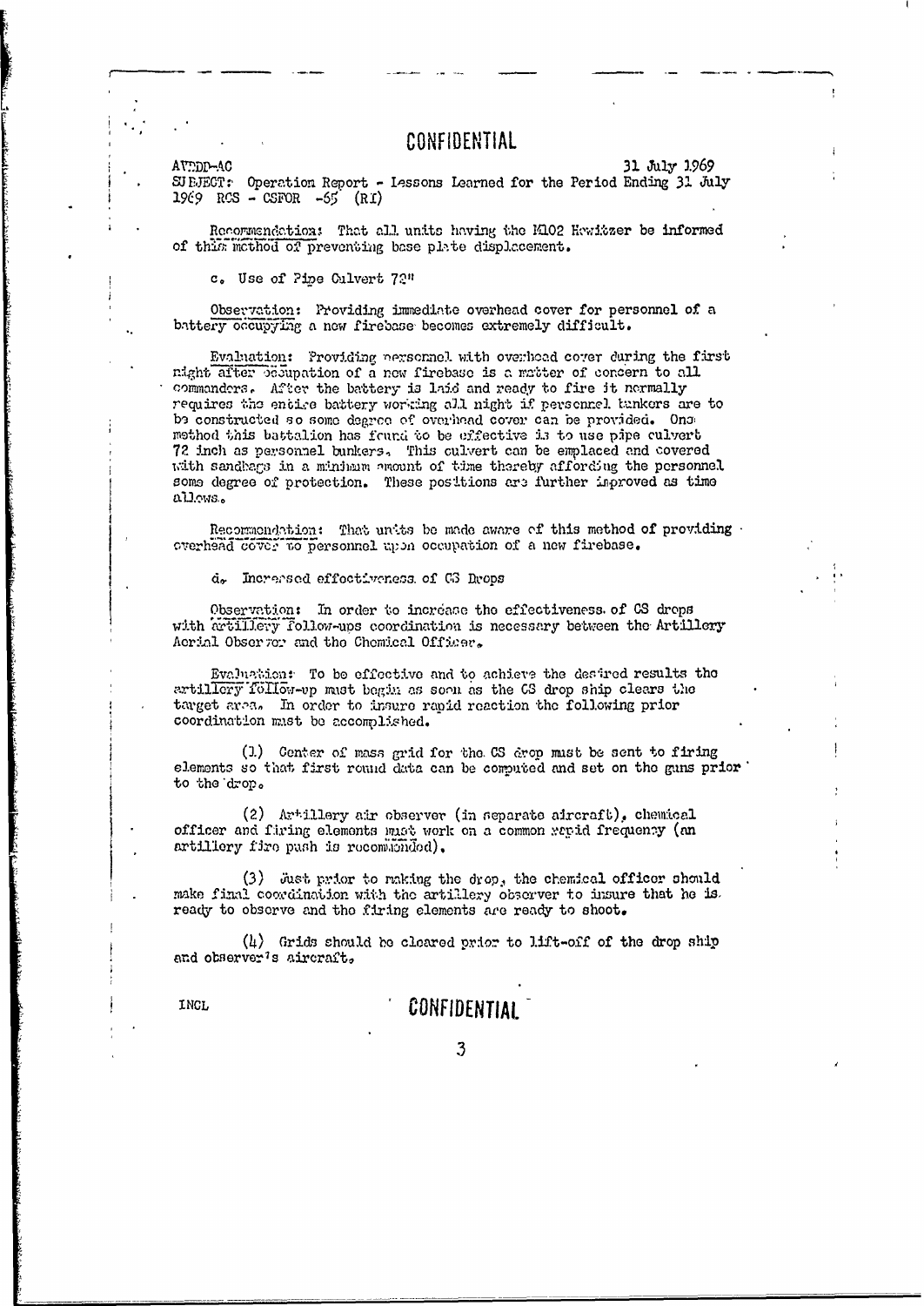CONFIDENTIAL

AVDDP-AC 31 July 1969

SUBJECT: Operation Report - Lessons Learned for the Period Ending 31 July 1969 RCS - CSFOR -65 (RI)

Recommendation: That all units having the M102 Howitzer be informed of this method of preventing base plate displacement.

c. Use of Pipe Culvert 72"

Observation: Providing immediate overhead cover for personnel of a battery occupying a new firebase becomes extremely difficult.

Evaluation: Providing personnel with overhead cover during the first night after occupation of a new firebase is a matter of concern to all commanders. After the battery is laid and ready to fire it normally requires the entire battery working all night if personnel bunkers are to be constructed so some degree of overhead cover can be provided. One method this battalion has found to be effective is to use pipe culvert 72 inch as personnel bunkers. This culvert can be emplaced and covered with sandbags in a minimum amount of time thereby affording the personnel some degree of protection. These positions are further improved as time allows.

Recommendation: That units be made aware of this method of providing overhead cover to personnel upon occupation of a new firebase.

d. Increased effectiveness of CS Drops

Observation: In order to increase the effectiveness of CS drops with artillery follow-ups coordination is necessary between the Artillery Aerial Observer and the Chemical Officer.

Evaluation: To be effective and to achieve the desired results the artillery follow-up must begin as soon as the CS drop ship clears the target area. In order to insure rapid reaction the following prior coordination must be accomplished.

(1) Center of mass grid for the CS drop must be sent to firing elements so that first round data can be computed and set on the guns prior to the drop.

(2) Artillery air observer (in separate aircraft), chemical officer and firing elements must work on a common rapid frequency (an artillery fire push is recommended).

(3) Just prior to making the drop, the chemical officer should make final coordination with the artillery observer to insure that he is ready to observe and the firing elements are ready to shoot.

(4) Grids should be cleared prior to lift-off of the drop ship and observer's aircraft.

INCL

CONFIDENTIAL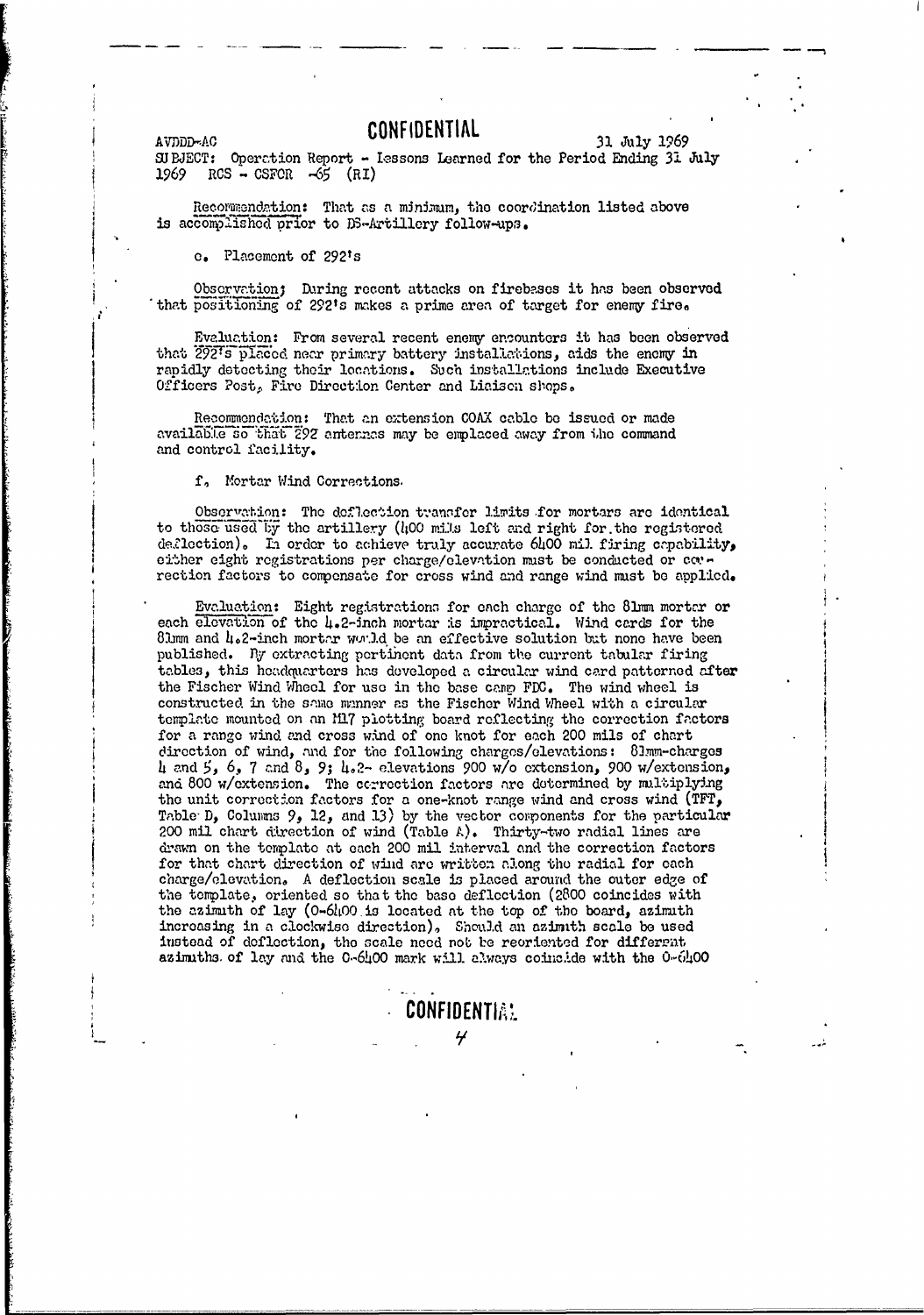CONFIDENTIAL

AVDDD-AC 31 July 1969

SUBJECT: Operation Report - Lessons Learned for the Period Ending 31 July 1969 RCS - CSFOR -65 (RI)

Recommendation: That as a minimum, the coordination listed above is accomplished prior to DS-Artillery follow-ups.

e. Placement of 292's

Observation: During recent attacks on firebases it has been observed that positioning of 292's makes a prime area of target for enemy fire.

Evaluation: From several recent enemy encounters it has been observed that 292's placed near primary battery installations, aids the enemy in rapidly detecting their locations. Such installations include Executive Officers Post, Fire Direction Center and Liaison shops.

Recommendation: That an extension COAX cable be issued or made available so that 292 antennas may be emplaced away from the command and control facility.

f. Mortar Wind Corrections.

Observation: The deflection transfer limits for mortars are identical to those used by the artillery (400 mils left and right for the registered deflection). In order to achieve truly accurate 6400 mil firing capability, either eight registrations per charge/elevation must be conducted or correction factors to compensate for cross wind and range wind must be applied.

Evaluation: Eight registrations for each charge of the 81mm mortar or each elevation of the 4.2-inch mortar is impractical. Wind cards for the 81mm and 4.2-inch mortar would be an effective solution but none have been published. By extracting pertinent data from the current tabular firing tables, this headquarters has developed a circular wind card patterned after the Fischer Wind Wheel for use in the base camp FDC. The wind wheel is constructed in the same manner as the Fischer Wind Wheel with a circular template mounted on an M17 plotting board reflecting the correction factors for a range wind and cross wind of one knot for each 200 mils of chart direction of wind, and for the following charges/elevations: 81mm-charges 4 and 5, 6, 7 and 8, 9; 4.2- elevations 900 w/o extension, 900 w/extension, and 800 w/extension. The correction factors are determined by multiplying the unit correction factors for a one-knot range wind and cross wind (TFT, Table D, Columns 9, 12, and 13) by the vector components for the particular 200 mil chart direction of wind (Table A). Thirty-two radial lines are drawn on the template at each 200 mil interval and the correction factors for that chart direction of wind are written along the radial for each charge/elevation. A deflection scale is placed around the outer edge of the template, oriented so that the base deflection (2800 coincides with the azimuth of lay (0-6400 is located at the top of the board, azimuth increasing in a clockwise direction). Should an azimuth scale be used instead of deflection, the scale need not be reoriented for different azimuths of lay and the 0-6400 mark will always coincide with the 0-6400

CONFIDENTIAL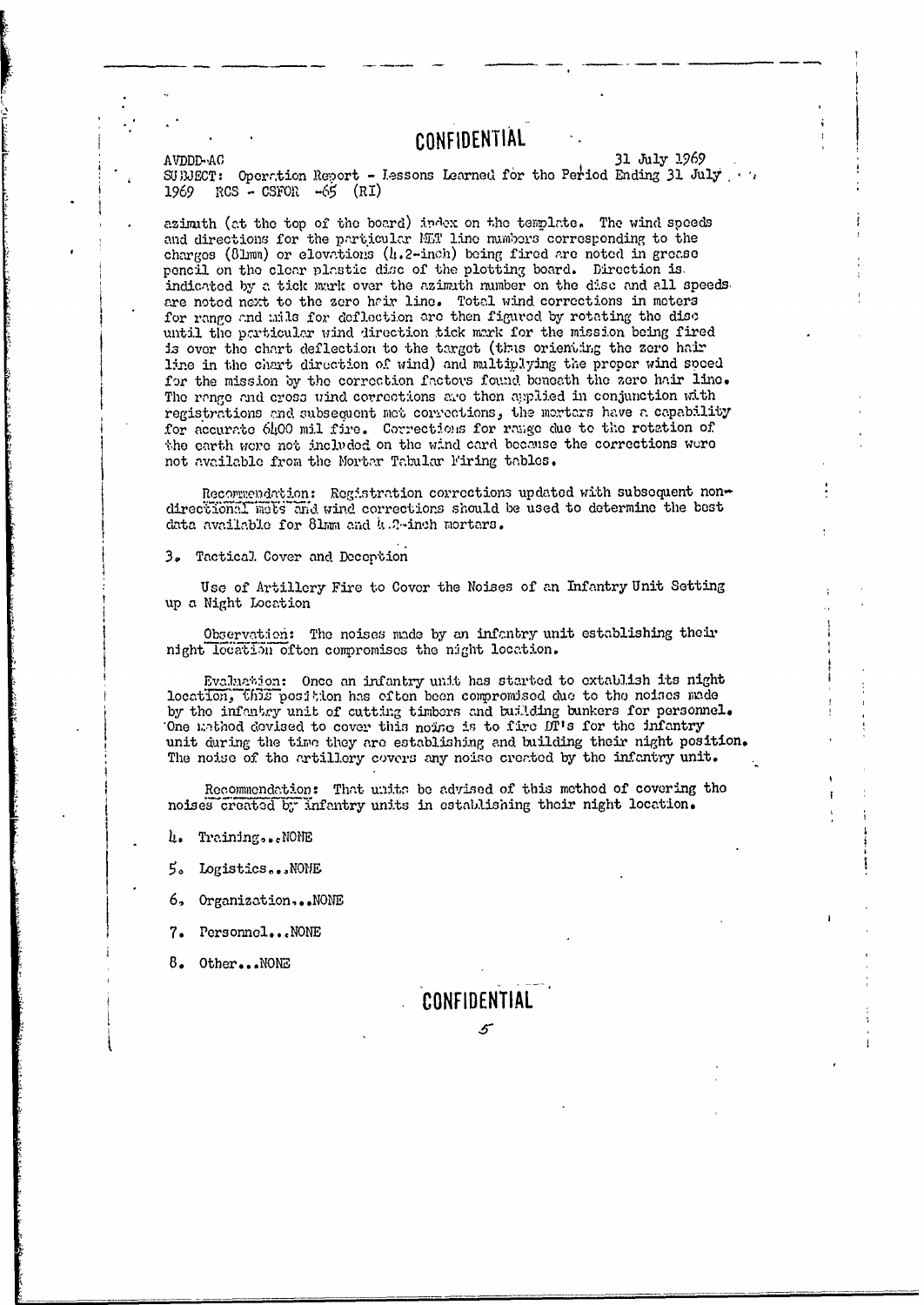CONFIDENTIAL

AVDDD-AC 31 July 1969

SUBJECT: Operation Report - Lessons Learned for the Period Ending 31 July 1969 RCS - CSFOR -65 (RI)

azimuth (at the top of the board) index on the template. The wind speeds and directions for the particular MET line numbers corresponding to the charges (81mm) or elevations (4.2-inch) being fired are noted in grease pencil on the clear plastic disc of the plotting board. Direction is indicated by a tick mark over the azimuth number on the disc and all speeds are noted next to the zero hair line. Total wind corrections in meters for range and mils for deflection are then figured by rotating the disc until the particular wind direction tick mark for the mission being fired is over the chart deflection to the target (thus orienting the zero hair line in the chart direction of wind) and multiplying the proper wind speed for the mission by the correction factors found beneath the zero hair line. The range and cross wind corrections are then applied in conjunction with registrations and subsequent met corrections, the mortars have a capability for accurate 6400 mil fire. Corrections for range due to the rotation of the earth were not included on the wind card because the corrections were not available from the Mortar Tabular Firing tables.

Recommendation: Registration corrections updated with subsequent non-directional mets and wind corrections should be used to determine the best data available for 81mm and 4.2-inch mortars.

3. Tactical Cover and Deception

Use of Artillery Fire to Cover the Noises of an Infantry Unit Setting up a Night Location

Observation: The noises made by an infantry unit establishing their night location often compromises the night location.

Evaluation: Once an infantry unit has started to establish its night location, this position has often been compromised due to the noises made by the infantry unit of cutting timbers and building bunkers for personnel. One method devised to cover this noise is to fire DT's for the infantry unit during the time they are establishing and building their night position. The noise of the artillery covers any noise created by the infantry unit.

Recommendation: That units be advised of this method of covering the noises created by infantry units in establishing their night location.

4. Training...NONE

5. Logistics...NONE

6. Organization...NONE

7. Personnel...NONE

8. Other...NONE

CONFIDENTIAL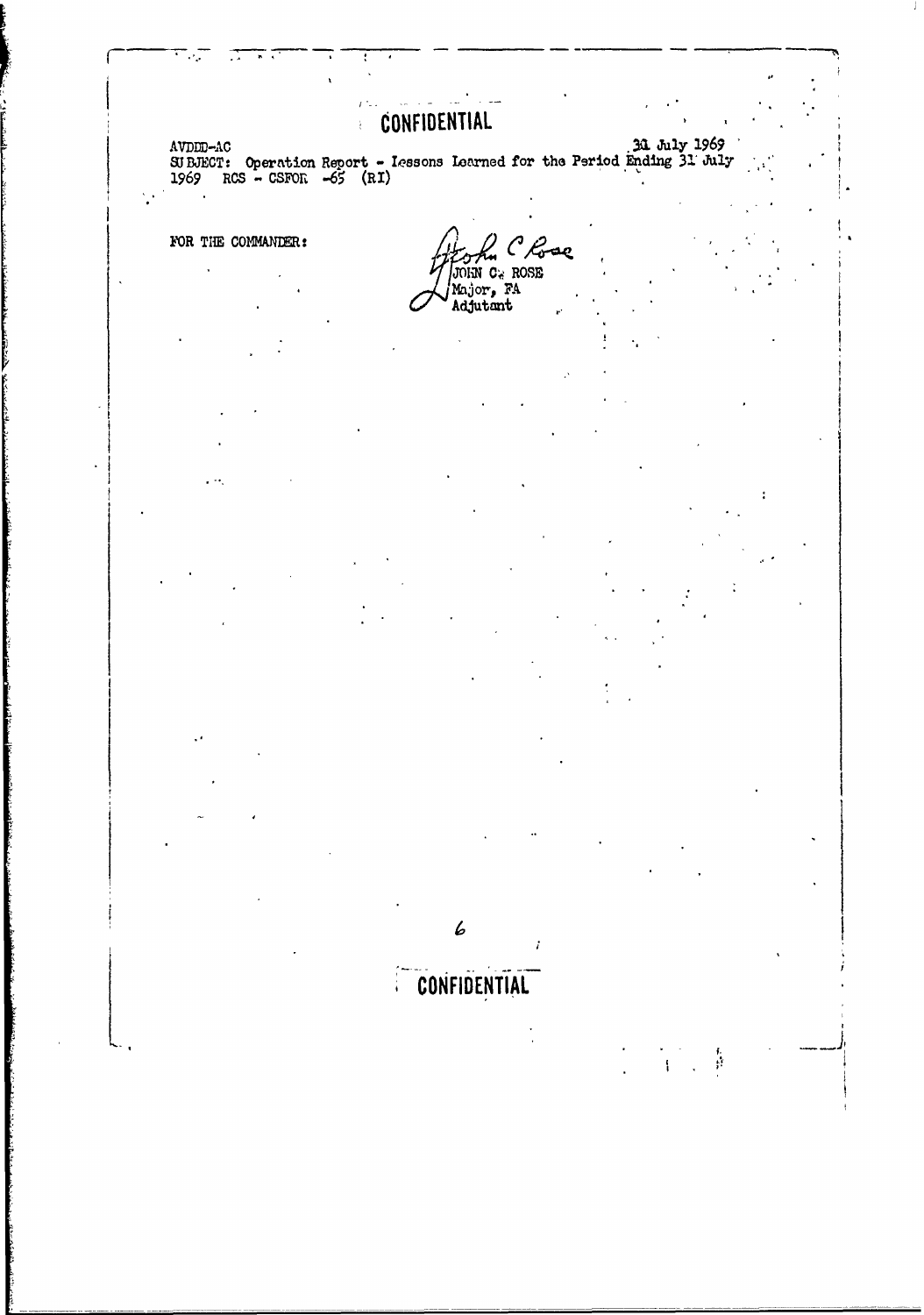CONFIDENTIAL

AVDDD-AC 31 July 1969

SUBJECT: Operation Report - Lessons Learned for the Period Ending 31 July 1969 RCS - CSFOR -65 (RI)

FOR THE COMMANDER:

JOHN C. ROSE
Major, FA
Adjutant

CONFIDENTIAL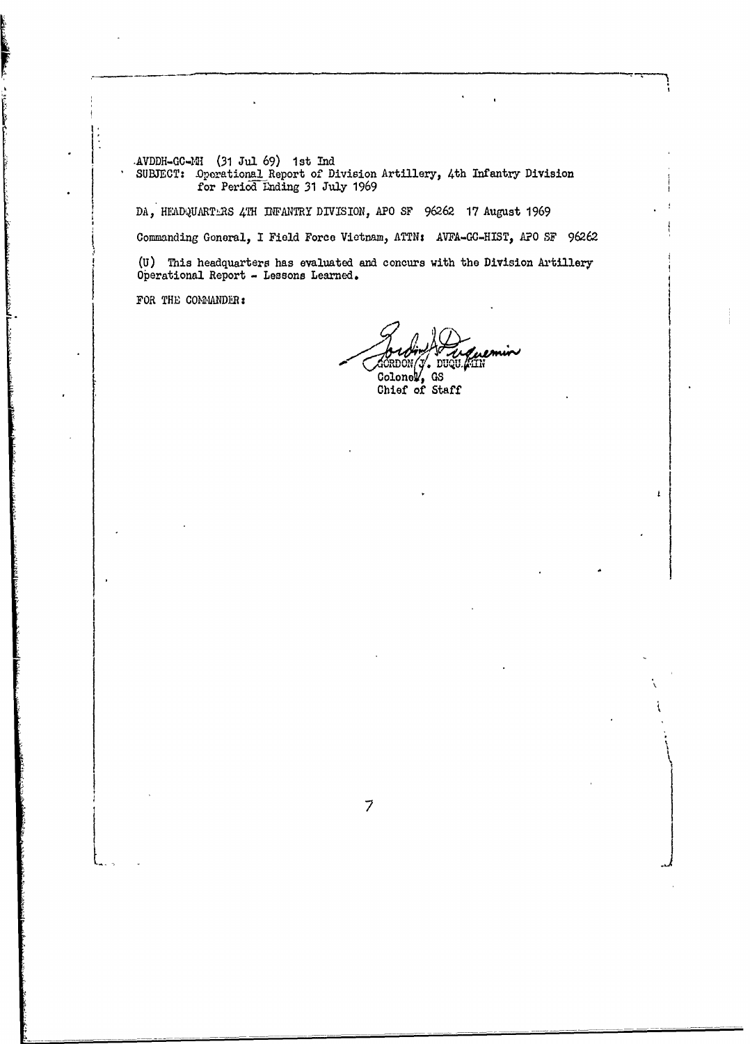AVDDH-GC-MH (31 Jul 69) 1st Ind
SUBJECT: Operational Report of Division Artillery, 4th Infantry Division for Period Ending 31 July 1969

DA, HEADQUARTERS 4TH INFANTRY DIVISION, APO SF 96262 17 August 1969

Commanding General, I Field Force Vietnam, ATTN: AVFA-GC-HIST, APO SF 96262

(U) This headquarters has evaluated and concurs with the Division Artillery Operational Report - Lessons Learned.

FOR THE COMMANDER:

GORDON J. DUQUEMIN
Colonel, GS
Chief of Staff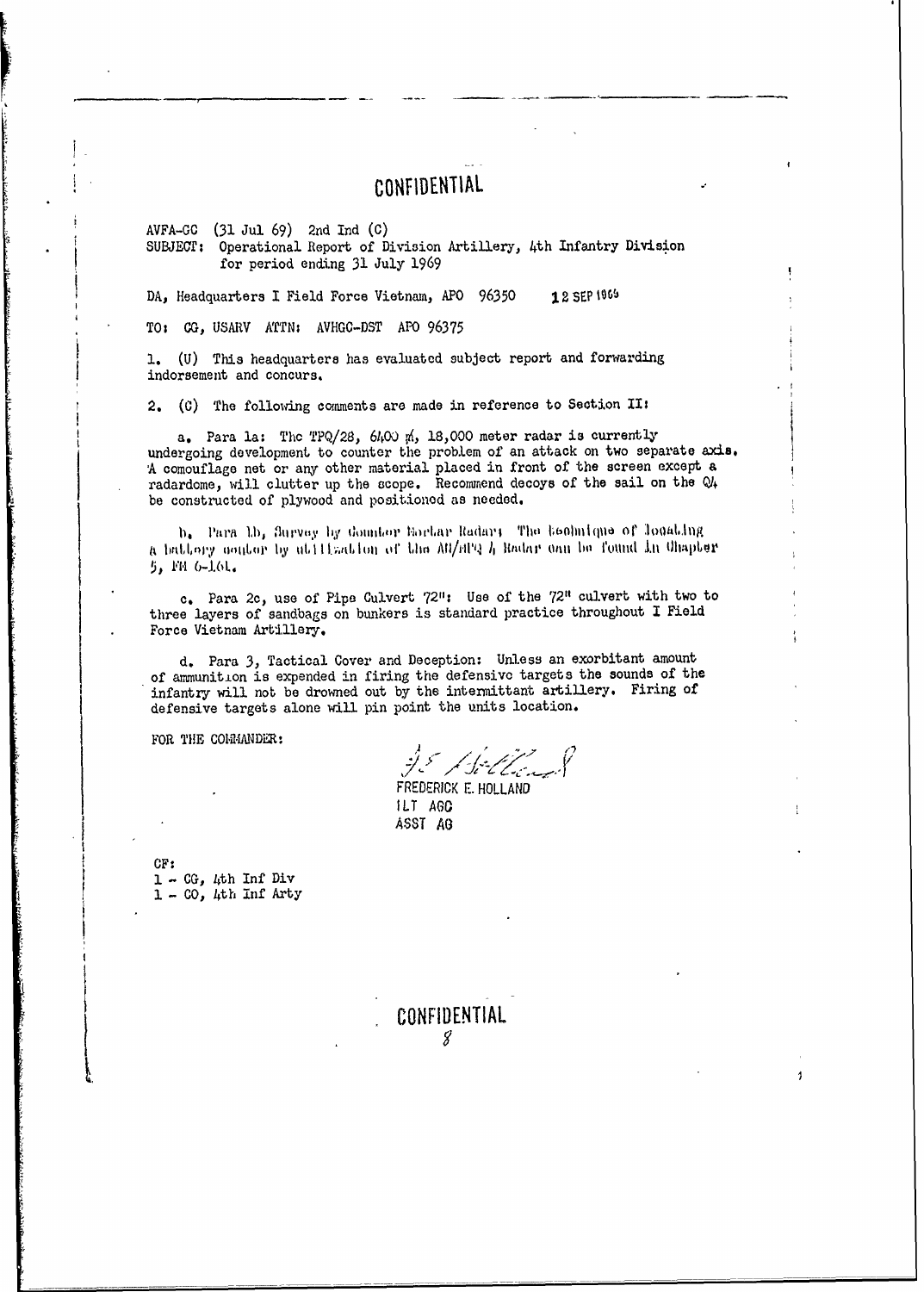CONFIDENTIAL

AVFA-GC (31 Jul 69) 2nd Ind (C)
SUBJECT: Operational Report of Division Artillery, 4th Infantry Division for period ending 31 July 1969

DA, Headquarters I Field Force Vietnam, APO 96350 12 SEP 1969

TO: CG, USARV ATTN: AVHGC-DST APO 96375

1. (U) This headquarters has evaluated subject report and forwarding indorsement and concurs.

2. (C) The following comments are made in reference to Section II:

a. Para 1a: The TPQ/28, 6400 ᵯ, 18,000 meter radar is currently undergoing development to counter the problem of an attack on two separate axis. A comouflage net or any other material placed in front of the screen except a radardome, will clutter up the scope. Recommend decoys of the sail on the Q4 be constructed of plywood and positioned as needed.

b. Para 1b, Survey by Counter Mortar Radar: The technique of locating a battery center by utilization of the AN/MPQ 4 Radar can be found in Chapter 5, FM 6-161.

c. Para 2c, use of Pipe Culvert 72": Use of the 72" culvert with two to three layers of sandbags on bunkers is standard practice throughout I Field Force Vietnam Artillery.

d. Para 3, Tactical Cover and Deception: Unless an exorbitant amount of ammunition is expended in firing the defensive targets the sounds of the infantry will not be drowned out by the intermittant artillery. Firing of defensive targets alone will pin point the units location.

FOR THE COMMANDER:

FREDERICK E. HOLLAND
1LT AGC
ASST AG

CF:
1 - CG, 4th Inf Div
1 - CO, 4th Inf Arty

CONFIDENTIAL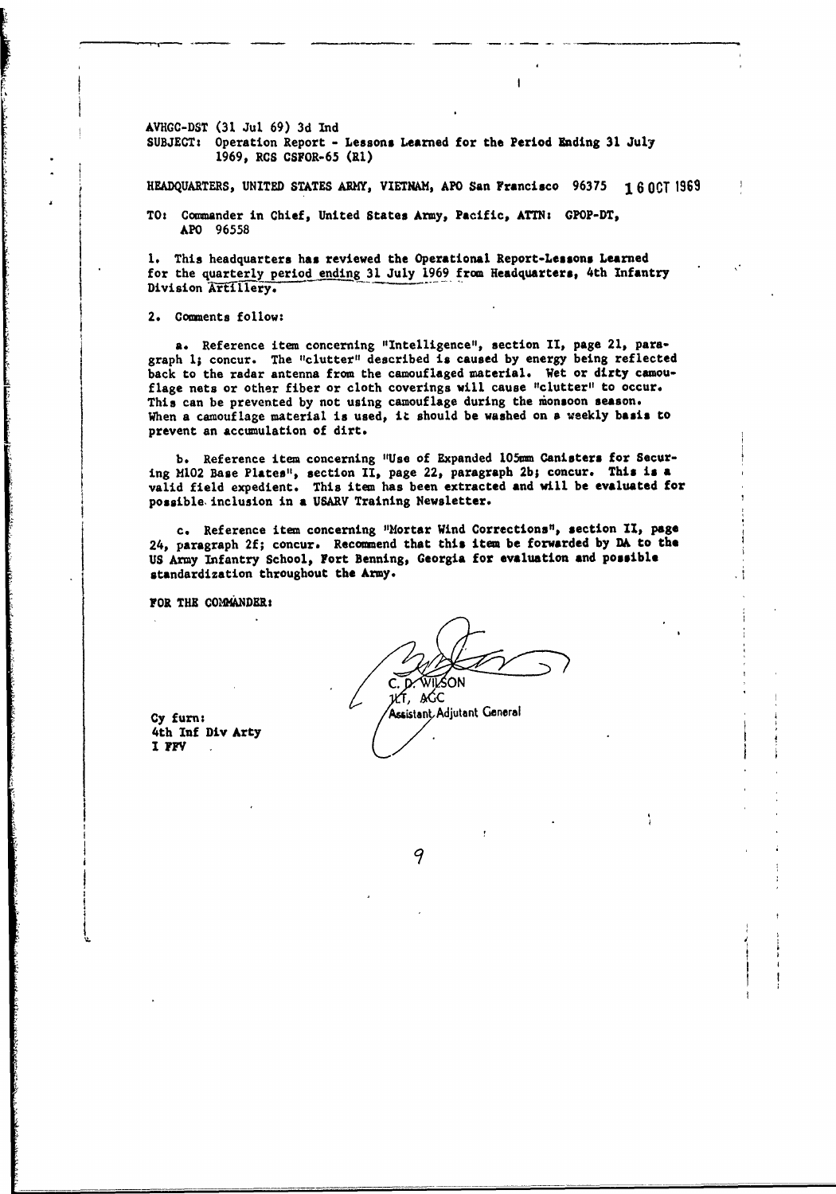AVHGC-DST (31 Jul 69) 3d Ind
SUBJECT: Operation Report - Lessons Learned for the Period Ending 31 July 1969, RCS CSFOR-65 (R1)

HEADQUARTERS, UNITED STATES ARMY, VIETNAM, APO San Francisco 96375 16 OCT 1969

TO: Commander in Chief, United States Army, Pacific, ATTN: GPOP-DT, APO 96558

1. This headquarters has reviewed the Operational Report-Lessons Learned for the quarterly period ending 31 July 1969 from Headquarters, 4th Infantry Division Artillery.

2. Comments follow:

a. Reference item concerning "Intelligence", section II, page 21, paragraph 1; concur. The "clutter" described is caused by energy being reflected back to the radar antenna from the camouflaged material. Wet or dirty camouflage nets or other fiber or cloth coverings will cause "clutter" to occur. This can be prevented by not using camouflage during the monsoon season. When a camouflage material is used, it should be washed on a weekly basis to prevent an accumulation of dirt.

b. Reference item concerning "Use of Expanded 105mm Canisters for Securing M102 Base Plates", section II, page 22, paragraph 2b; concur. This is a valid field expedient. This item has been extracted and will be evaluated for possible inclusion in a USARV Training Newsletter.

c. Reference item concerning "Mortar Wind Corrections", section II, page 24, paragraph 2f; concur. Recommend that this item be forwarded by DA to the US Army Infantry School, Fort Benning, Georgia for evaluation and possible standardization throughout the Army.

FOR THE COMMANDER:

C. D. WILSON
1LT, AGC
Assistant Adjutant General

Cy furn:
4th Inf Div Arty
I FFV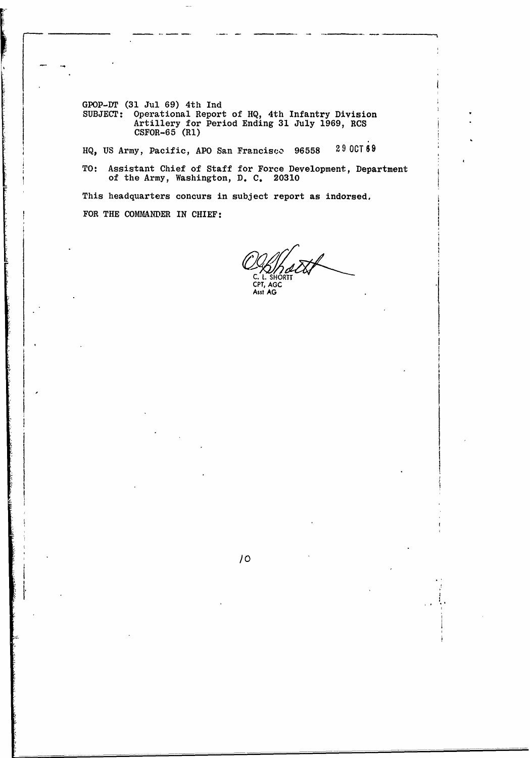GPOP-DT (31 Jul 69) 4th Ind

SUBJECT: Operational Report of HQ, 4th Infantry Division Artillery for Period Ending 31 July 1969, RCS CSFOR-65 (R1)

HQ, US Army, Pacific, APO San Francisco 96558 29 OCT 69

TO: Assistant Chief of Staff for Force Development, Department of the Army, Washington, D. C. 20310

This headquarters concurs in subject report as indorsed.

FOR THE COMMANDER IN CHIEF:

C. L. SHORTT
CPT, AGC
Asst AG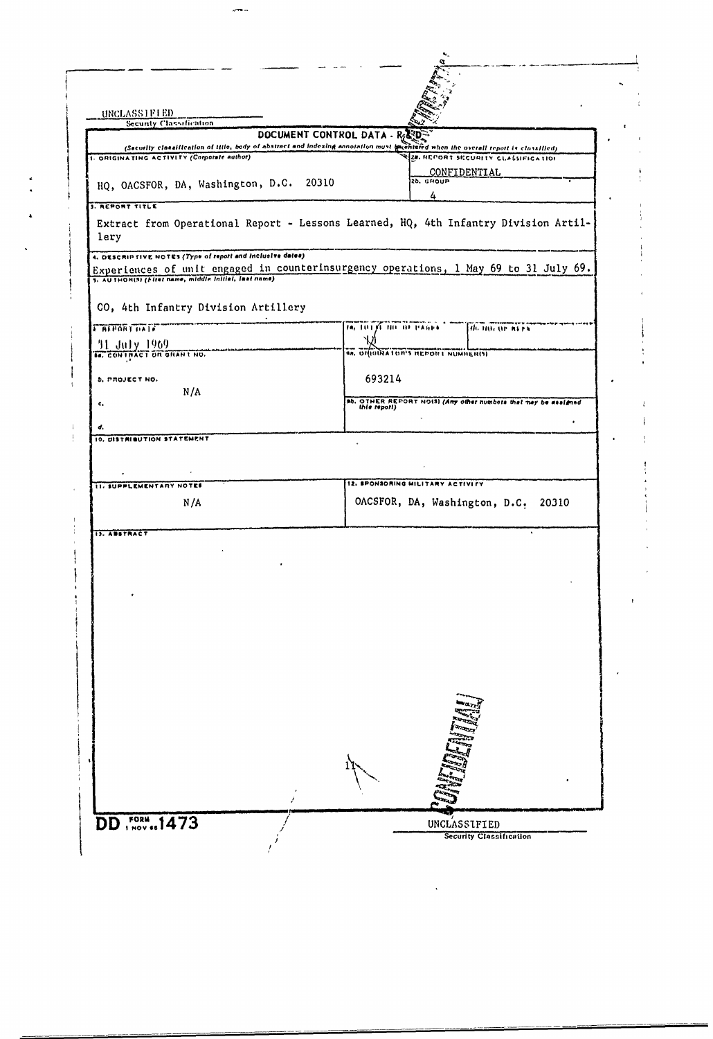UNCLASSIFIED

Security Classification

**DOCUMENT CONTROL DATA - R&D**

*(Security classification of title, body of abstract and indexing annotation must be entered when the overall report is classified)*

| | |
|---|---|
| 1. ORIGINATING ACTIVITY (Corporate author) | 2a. REPORT SECURITY CLASSIFICATION |
| HQ, OACSFOR, DA, Washington, D.C. 20310 | CONFIDENTIAL |
| | 2b. GROUP |
| | 4 |

3. REPORT TITLE

Extract from Operational Report - Lessons Learned, HQ, 4th Infantry Division Artillery

4. DESCRIPTIVE NOTES (Type of report and inclusive dates)

Experiences of unit engaged in counterinsurgency operations, 1 May 69 to 31 July 69.

5. AUTHOR(S) (First name, middle initial, last name)

CO, 4th Infantry Division Artillery

| | | |
|---|---|---|
| 6. REPORT DATE | 7a. TOTAL NO. OF PAGES | 7b. NO. OF REFS |
| 31 July 1969 | 12 | |
| 8a. CONTRACT OR GRANT NO. | 9a. ORIGINATOR'S REPORT NUMBER(S) | |
| b. PROJECT NO. N/A | 693214 | |
| c. | 9b. OTHER REPORT NO(S) (Any other numbers that may be assigned this report) | |
| d. | | |

10. DISTRIBUTION STATEMENT

| | |
|---|---|
| 11. SUPPLEMENTARY NOTES | 12. SPONSORING MILITARY ACTIVITY |
| N/A | OACSFOR, DA, Washington, D.C. 20310 |

13. ABSTRACT

11

DD FORM 1 NOV 65 1473

UNCLASSIFIED

Security Classification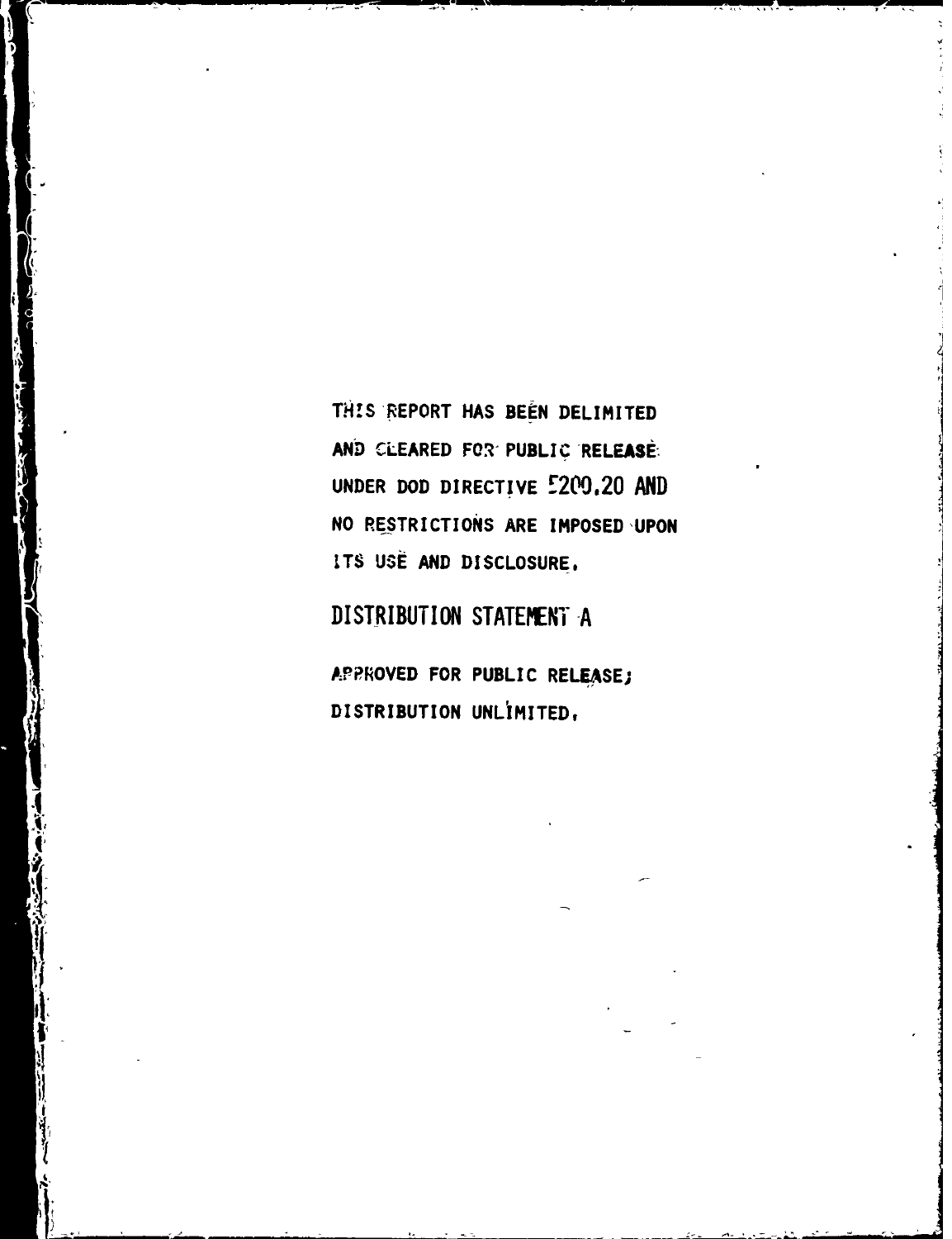THIS REPORT HAS BEEN DELIMITED AND CLEARED FOR PUBLIC RELEASE UNDER DOD DIRECTIVE 5200.20 AND NO RESTRICTIONS ARE IMPOSED UPON ITS USE AND DISCLOSURE.

DISTRIBUTION STATEMENT A

APPROVED FOR PUBLIC RELEASE; DISTRIBUTION UNLIMITED.